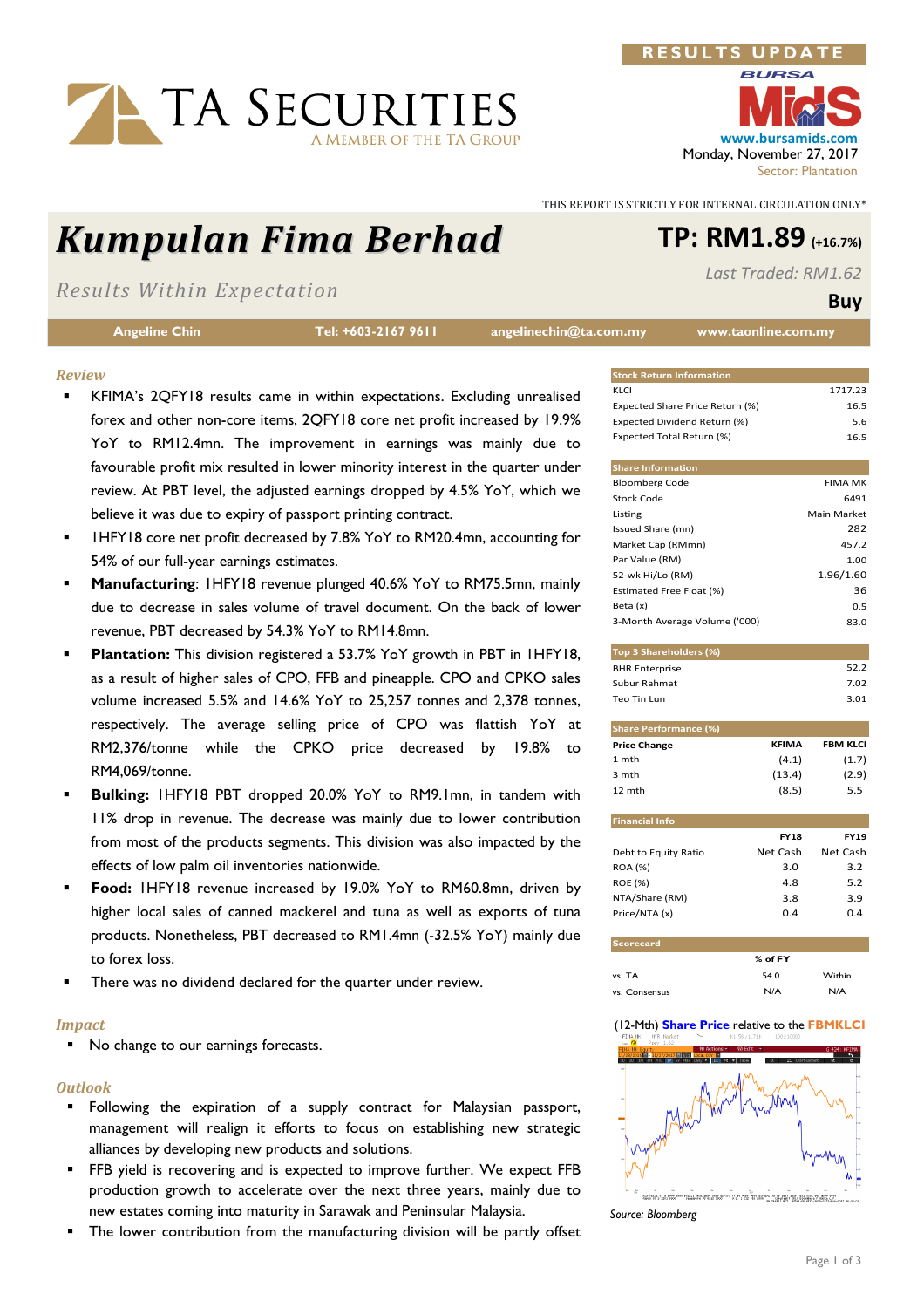RESULTS UPDATE

Monday, November 27, 2017

Sector: Plantation

THIS REPORT IS STRICTLY FOR INTERNAL CIRCULATION ONLY*

# Kumpulan Fima Berhad

## TP: RM1.89 (+16.7%)

*Results Within Expectation*

*Last Traded: RM1.62*

**Buy**

Angeline Chin | Tel: +603-2167 9611 | angelinechin@ta.com.my | www.taonline.com.my

### *Review*

- KFIMA's 2QFY18 results came in within expectations. Excluding unrealised forex and other non-core items, 2QFY18 core net profit increased by 19.9% YoY to RM12.4mn. The improvement in earnings was mainly due to favourable profit mix resulted in lower minority interest in the quarter under review. At PBT level, the adjusted earnings dropped by 4.5% YoY, which we believe it was due to expiry of passport printing contract.
- 1HFY18 core net profit decreased by 7.8% YoY to RM20.4mn, accounting for 54% of our full-year earnings estimates.
- **Manufacturing**: 1HFY18 revenue plunged 40.6% YoY to RM75.5mn, mainly due to decrease in sales volume of travel document. On the back of lower revenue, PBT decreased by 54.3% YoY to RM14.8mn.
- **Plantation:** This division registered a 53.7% YoY growth in PBT in 1HFY18, as a result of higher sales of CPO, FFB and pineapple. CPO and CPKO sales volume increased 5.5% and 14.6% YoY to 25,257 tonnes and 2,378 tonnes, respectively. The average selling price of CPO was flattish YoY at RM2,376/tonne while the CPKO price decreased by 19.8% to RM4,069/tonne.
- **Bulking:** 1HFY18 PBT dropped 20.0% YoY to RM9.1mn, in tandem with 11% drop in revenue. The decrease was mainly due to lower contribution from most of the products segments. This division was also impacted by the effects of low palm oil inventories nationwide.
- **Food:** 1HFY18 revenue increased by 19.0% YoY to RM60.8mn, driven by higher local sales of canned mackerel and tuna as well as exports of tuna products. Nonetheless, PBT decreased to RM1.4mn (-32.5% YoY) mainly due to forex loss.
- There was no dividend declared for the quarter under review.

### *Impact*

- No change to our earnings forecasts.

### *Outlook*

- Following the expiration of a supply contract for Malaysian passport, management will realign it efforts to focus on establishing new strategic alliances by developing new products and solutions.
- FFB yield is recovering and is expected to improve further. We expect FFB production growth to accelerate over the next three years, mainly due to new estates coming into maturity in Sarawak and Peninsular Malaysia.
- The lower contribution from the manufacturing division will be partly offset

| Stock Return Information | |
|---|---|
| KLCI | 1717.23 |
| Expected Share Price Return (%) | 16.5 |
| Expected Dividend Return (%) | 5.6 |
| Expected Total Return (%) | 16.5 |

| Share Information | |
|---|---|
| Bloomberg Code | FIMA MK |
| Stock Code | 6491 |
| Listing | Main Market |
| Issued Share (mn) | 282 |
| Market Cap (RMmn) | 457.2 |
| Par Value (RM) | 1.00 |
| 52-wk Hi/Lo (RM) | 1.96/1.60 |
| Estimated Free Float (%) | 36 |
| Beta (x) | 0.5 |
| 3-Month Average Volume ('000) | 83.0 |

| Top 3 Shareholders (%) | |
|---|---|
| BHR Enterprise | 52.2 |
| Subur Rahmat | 7.02 |
| Teo Tin Lun | 3.01 |

| Share Performance (%) | | |
|---|---|---|
| Price Change | KFIMA | FBM KLCI |
| 1 mth | (4.1) | (1.7) |
| 3 mth | (13.4) | (2.9) |
| 12 mth | (8.5) | 5.5 |

| Financial Info | FY18 | FY19 |
|---|---|---|
| Debt to Equity Ratio | Net Cash | Net Cash |
| ROA (%) | 3.0 | 3.2 |
| ROE (%) | 4.8 | 5.2 |
| NTA/Share (RM) | 3.8 | 3.9 |
| Price/NTA (x) | 0.4 | 0.4 |

| Scorecard | % of FY | |
|---|---|---|
| vs. TA | 54.0 | Within |
| vs. Consensus | N/A | N/A |

(12-Mth) Share Price relative to the FBMKLCI

*Source: Bloomberg*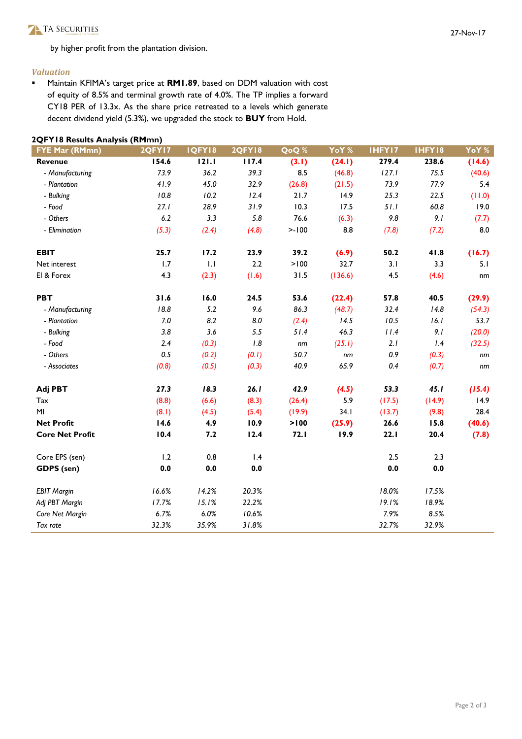by higher profit from the plantation division.

### *Valuation*

- Maintain KFIMA's target price at **RM1.89**, based on DDM valuation with cost of equity of 8.5% and terminal growth rate of 4.0%. The TP implies a forward CY18 PER of 13.3x. As the share price retreated to a levels which generate decent dividend yield (5.3%), we upgraded the stock to **BUY** from Hold.

**2QFY18 Results Analysis (RMmn)**

| FYE Mar (RMmn) | 2QFY17 | 1QFY18 | 2QFY18 | QoQ % | YoY % | 1HFY17 | 1HFY18 | YoY % |
|---|---|---|---|---|---|---|---|---|
| **Revenue** | **154.6** | **121.1** | **117.4** | **(3.1)** | **(24.1)** | **279.4** | **238.6** | **(14.6)** |
| *- Manufacturing* | *73.9* | *36.2* | *39.3* | 8.5 | (46.8) | *127.1* | *75.5* | (40.6) |
| *- Plantation* | *41.9* | *45.0* | *32.9* | (26.8) | (21.5) | *73.9* | *77.9* | 5.4 |
| *- Bulking* | *10.8* | *10.2* | *12.4* | 21.7 | 14.9 | *25.3* | *22.5* | (11.0) |
| *- Food* | *27.1* | *28.9* | *31.9* | 10.3 | 17.5 | *51.1* | *60.8* | 19.0 |
| *- Others* | *6.2* | *3.3* | *5.8* | 76.6 | (6.3) | *9.8* | *9.1* | (7.7) |
| *- Elimination* | *(5.3)* | *(2.4)* | *(4.8)* | >-100 | 8.8 | *(7.8)* | *(7.2)* | 8.0 |
| | | | | | | | | |
| **EBIT** | **25.7** | **17.2** | **23.9** | **39.2** | **(6.9)** | **50.2** | **41.8** | **(16.7)** |
| Net interest | 1.7 | 1.1 | 2.2 | >100 | 32.7 | 3.1 | 3.3 | 5.1 |
| EI & Forex | 4.3 | (2.3) | (1.6) | 31.5 | (136.6) | 4.5 | (4.6) | nm |
| | | | | | | | | |
| **PBT** | **31.6** | **16.0** | **24.5** | **53.6** | **(22.4)** | **57.8** | **40.5** | **(29.9)** |
| *- Manufacturing* | *18.8* | *5.2* | *9.6* | *86.3* | *(48.7)* | *32.4* | *14.8* | *(54.3)* |
| *- Plantation* | *7.0* | *8.2* | *8.0* | *(2.4)* | *14.5* | *10.5* | *16.1* | *53.7* |
| *- Bulking* | *3.8* | *3.6* | *5.5* | *51.4* | *46.3* | *11.4* | *9.1* | *(20.0)* |
| *- Food* | *2.4* | *(0.3)* | *1.8* | *nm* | *(25.1)* | *2.1* | *1.4* | *(32.5)* |
| *- Others* | *0.5* | *(0.2)* | *(0.1)* | *50.7* | *nm* | *0.9* | *(0.3)* | *nm* |
| *- Associates* | *(0.8)* | *(0.5)* | *(0.3)* | *40.9* | *65.9* | *0.4* | *(0.7)* | *nm* |
| | | | | | | | | |
| **Adj PBT** | ***27.3*** | ***18.3*** | ***26.1*** | ***42.9*** | ***(4.5)*** | ***53.3*** | ***45.1*** | ***(15.4)*** |
| Tax | (8.8) | (6.6) | (8.3) | (26.4) | 5.9 | (17.5) | (14.9) | 14.9 |
| MI | (8.1) | (4.5) | (5.4) | (19.9) | 34.1 | (13.7) | (9.8) | 28.4 |
| **Net Profit** | **14.6** | **4.9** | **10.9** | **>100** | **(25.9)** | **26.6** | **15.8** | **(40.6)** |
| **Core Net Profit** | **10.4** | **7.2** | **12.4** | **72.1** | **19.9** | **22.1** | **20.4** | **(7.8)** |
| | | | | | | | | |
| Core EPS (sen) | 1.2 | 0.8 | 1.4 | | | 2.5 | 2.3 | |
| **GDPS (sen)** | **0.0** | **0.0** | **0.0** | | | **0.0** | **0.0** | |
| | | | | | | | | |
| *EBIT Margin* | *16.6%* | *14.2%* | *20.3%* | | | *18.0%* | *17.5%* | |
| *Adj PBT Margin* | *17.7%* | *15.1%* | *22.2%* | | | *19.1%* | *18.9%* | |
| *Core Net Margin* | *6.7%* | *6.0%* | *10.6%* | | | *7.9%* | *8.5%* | |
| *Tax rate* | *32.3%* | *35.9%* | *31.8%* | | | *32.7%* | *32.9%* | |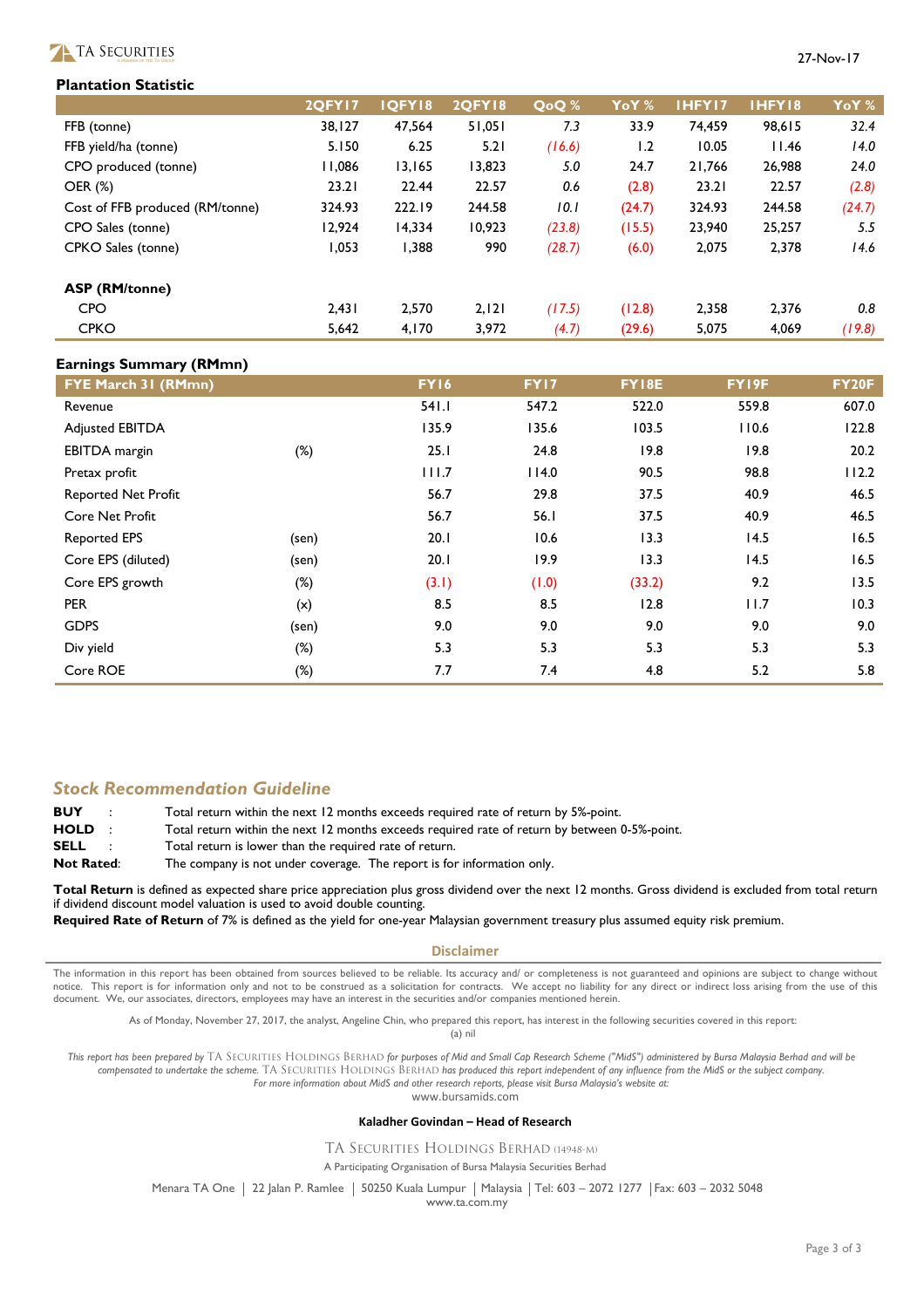## Plantation Statistic

| | 2QFY17 | 1QFY18 | 2QFY18 | QoQ % | YoY % | 1HFY17 | 1HFY18 | YoY % |
|---|---|---|---|---|---|---|---|---|
| FFB (tonne) | 38,127 | 47,564 | 51,051 | *7.3* | 33.9 | 74,459 | 98,615 | *32.4* |
| FFB yield/ha (tonne) | 5.150 | 6.25 | 5.21 | *(16.6)* | 1.2 | 10.05 | 11.46 | *14.0* |
| CPO produced (tonne) | 11,086 | 13,165 | 13,823 | *5.0* | 24.7 | 21,766 | 26,988 | *24.0* |
| OER (%) | 23.21 | 22.44 | 22.57 | *0.6* | (2.8) | 23.21 | 22.57 | *(2.8)* |
| Cost of FFB produced (RM/tonne) | 324.93 | 222.19 | 244.58 | *10.1* | (24.7) | 324.93 | 244.58 | *(24.7)* |
| CPO Sales (tonne) | 12,924 | 14,334 | 10,923 | *(23.8)* | (15.5) | 23,940 | 25,257 | *5.5* |
| CPKO Sales (tonne) | 1,053 | 1,388 | 990 | *(28.7)* | (6.0) | 2,075 | 2,378 | *14.6* |
| | | | | | | | | |
| **ASP (RM/tonne)** | | | | | | | | |
| CPO | 2,431 | 2,570 | 2,121 | *(17.5)* | (12.8) | 2,358 | 2,376 | *0.8* |
| CPKO | 5,642 | 4,170 | 3,972 | *(4.7)* | (29.6) | 5,075 | 4,069 | *(19.8)* |

## Earnings Summary (RMmn)

| FYE March 31 (RMmn) | | FY16 | FY17 | FY18E | FY19F | FY20F |
|---|---|---|---|---|---|---|
| Revenue | | 541.1 | 547.2 | 522.0 | 559.8 | 607.0 |
| Adjusted EBITDA | | 135.9 | 135.6 | 103.5 | 110.6 | 122.8 |
| EBITDA margin | (%) | 25.1 | 24.8 | 19.8 | 19.8 | 20.2 |
| Pretax profit | | 111.7 | 114.0 | 90.5 | 98.8 | 112.2 |
| Reported Net Profit | | 56.7 | 29.8 | 37.5 | 40.9 | 46.5 |
| Core Net Profit | | 56.7 | 56.1 | 37.5 | 40.9 | 46.5 |
| Reported EPS | (sen) | 20.1 | 10.6 | 13.3 | 14.5 | 16.5 |
| Core EPS (diluted) | (sen) | 20.1 | 19.9 | 13.3 | 14.5 | 16.5 |
| Core EPS growth | (%) | (3.1) | (1.0) | (33.2) | 9.2 | 13.5 |
| PER | (x) | 8.5 | 8.5 | 12.8 | 11.7 | 10.3 |
| GDPS | (sen) | 9.0 | 9.0 | 9.0 | 9.0 | 9.0 |
| Div yield | (%) | 5.3 | 5.3 | 5.3 | 5.3 | 5.3 |
| Core ROE | (%) | 7.7 | 7.4 | 4.8 | 5.2 | 5.8 |

## *Stock Recommendation Guideline*

**BUY** : Total return within the next 12 months exceeds required rate of return by 5%-point.
**HOLD** : Total return within the next 12 months exceeds required rate of return by between 0-5%-point.
**SELL** : Total return is lower than the required rate of return.
**Not Rated**: The company is not under coverage. The report is for information only.

**Total Return** is defined as expected share price appreciation plus gross dividend over the next 12 months. Gross dividend is excluded from total return if dividend discount model valuation is used to avoid double counting.
**Required Rate of Return** of 7% is defined as the yield for one-year Malaysian government treasury plus assumed equity risk premium.

### Disclaimer

The information in this report has been obtained from sources believed to be reliable. Its accuracy and/ or completeness is not guaranteed and opinions are subject to change without notice. This report is for information only and not to be construed as a solicitation for contracts. We accept no liability for any direct or indirect loss arising from the use of this document. We, our associates, directors, employees may have an interest in the securities and/or companies mentioned herein.

As of Monday, November 27, 2017, the analyst, Angeline Chin, who prepared this report, has interest in the following securities covered in this report:
(a) nil

*This report has been prepared by* TA SECURITIES HOLDINGS BERHAD *for purposes of Mid and Small Cap Research Scheme ("MidS") administered by Bursa Malaysia Berhad and will be compensated to undertake the scheme.* TA SECURITIES HOLDINGS BERHAD *has produced this report independent of any influence from the MidS or the subject company. For more information about MidS and other research reports, please visit Bursa Malaysia's website at:*
www.bursamids.com

**Kaladher Govindan – Head of Research**

TA SECURITIES HOLDINGS BERHAD (14948-M)
A Participating Organisation of Bursa Malaysia Securities Berhad

Menara TA One | 22 Jalan P. Ramlee | 50250 Kuala Lumpur | Malaysia | Tel: 603 – 2072 1277 | Fax: 603 – 2032 5048
www.ta.com.my